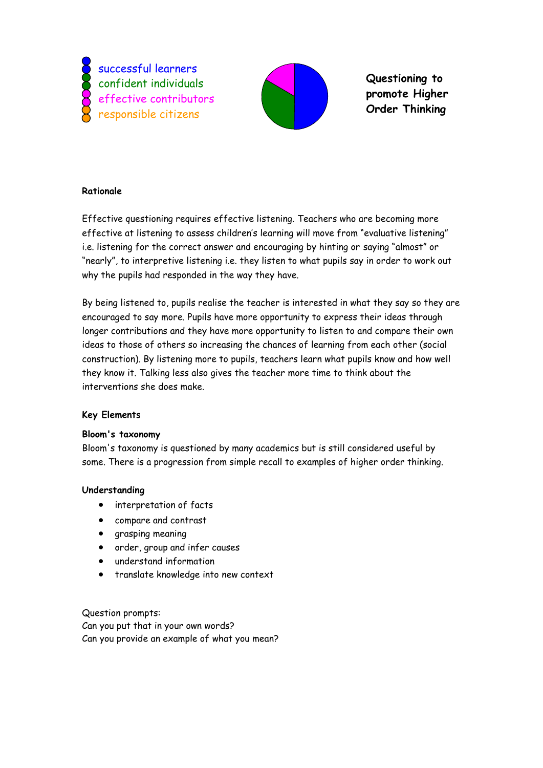successful learners
confident individuals
effective contributors
responsible citizens

**Questioning to promote Higher Order Thinking**

**Rationale**

Effective questioning requires effective listening. Teachers who are becoming more effective at listening to assess children's learning will move from "evaluative listening" i.e. listening for the correct answer and encouraging by hinting or saying "almost" or "nearly", to interpretive listening i.e. they listen to what pupils say in order to work out why the pupils had responded in the way they have.

By being listened to, pupils realise the teacher is interested in what they say so they are encouraged to say more. Pupils have more opportunity to express their ideas through longer contributions and they have more opportunity to listen to and compare their own ideas to those of others so increasing the chances of learning from each other (social construction). By listening more to pupils, teachers learn what pupils know and how well they know it. Talking less also gives the teacher more time to think about the interventions she does make.

**Key Elements**

**Bloom's taxonomy**
Bloom's taxonomy is questioned by many academics but is still considered useful by some. There is a progression from simple recall to examples of higher order thinking.

**Understanding**

- interpretation of facts
- compare and contrast
- grasping meaning
- order, group and infer causes
- understand information
- translate knowledge into new context

Question prompts:
Can you put that in your own words?
Can you provide an example of what you mean?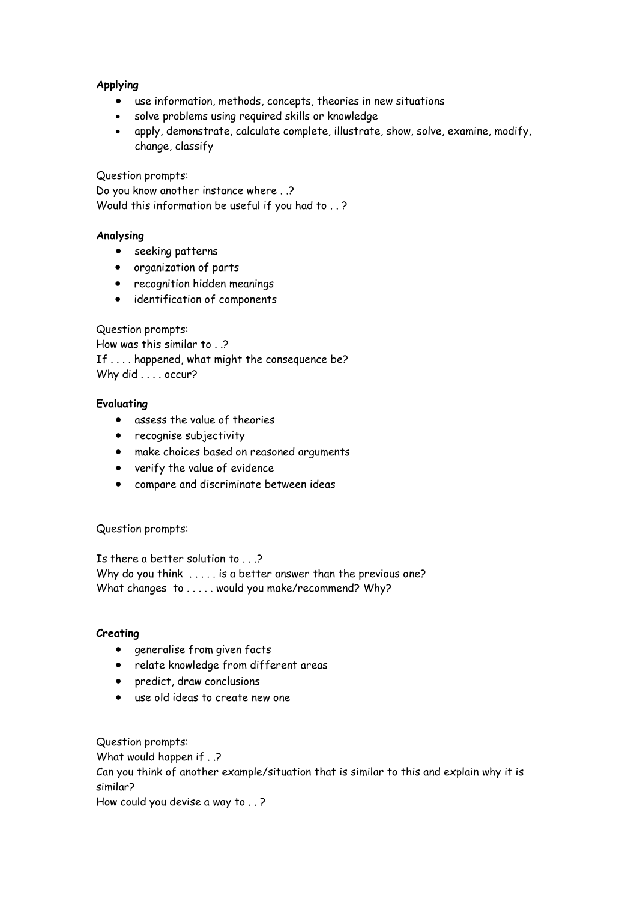**Applying**

- use information, methods, concepts, theories in new situations
- solve problems using required skills or knowledge
- apply, demonstrate, calculate complete, illustrate, show, solve, examine, modify, change, classify

Question prompts:
Do you know another instance where . .?
Would this information be useful if you had to . . ?

**Analysing**

- seeking patterns
- organization of parts
- recognition hidden meanings
- identification of components

Question prompts:
How was this similar to . .?
If . . . . happened, what might the consequence be?
Why did . . . . occur?

**Evaluating**

- assess the value of theories
- recognise subjectivity
- make choices based on reasoned arguments
- verify the value of evidence
- compare and discriminate between ideas

Question prompts:

Is there a better solution to . . .?
Why do you think . . . . . is a better answer than the previous one?
What changes to . . . . . would you make/recommend? Why?

**Creating**

- generalise from given facts
- relate knowledge from different areas
- predict, draw conclusions
- use old ideas to create new one

Question prompts:
What would happen if . .?
Can you think of another example/situation that is similar to this and explain why it is similar?
How could you devise a way to . . ?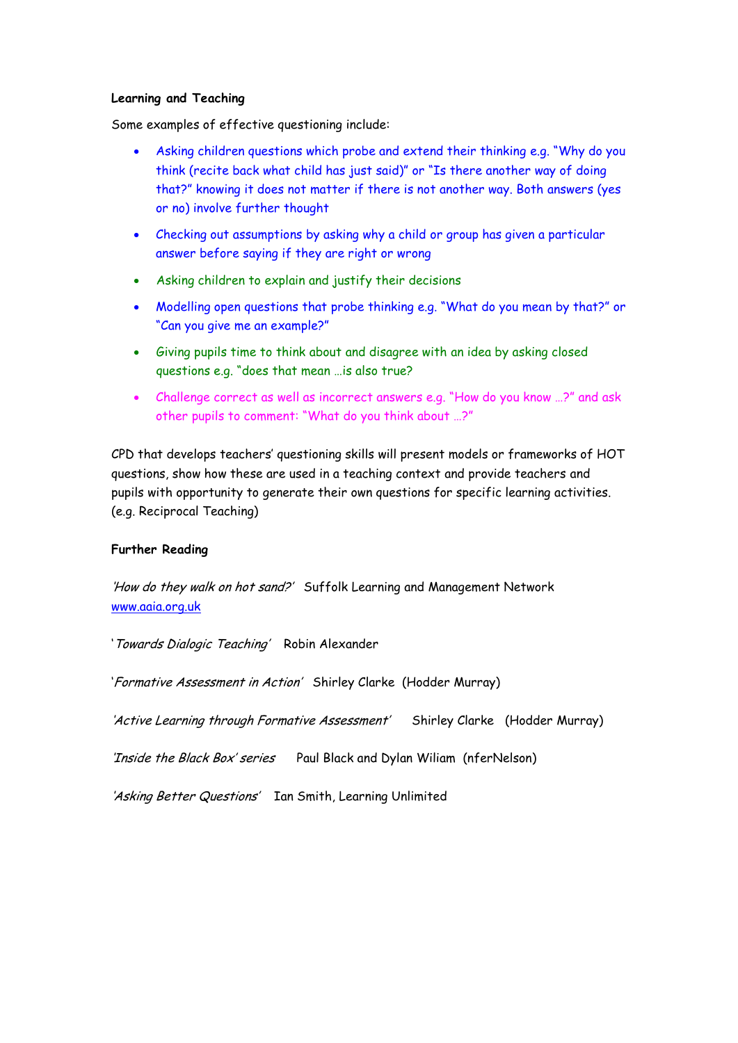**Learning and Teaching**

Some examples of effective questioning include:

- Asking children questions which probe and extend their thinking e.g. "Why do you think (recite back what child has just said)" or "Is there another way of doing that?" knowing it does not matter if there is not another way. Both answers (yes or no) involve further thought
- Checking out assumptions by asking why a child or group has given a particular answer before saying if they are right or wrong
- Asking children to explain and justify their decisions
- Modelling open questions that probe thinking e.g. "What do you mean by that?" or "Can you give me an example?"
- Giving pupils time to think about and disagree with an idea by asking closed questions e.g. "does that mean …is also true?
- Challenge correct as well as incorrect answers e.g. "How do you know …?" and ask other pupils to comment: "What do you think about …?"

CPD that develops teachers' questioning skills will present models or frameworks of HOT questions, show how these are used in a teaching context and provide teachers and pupils with opportunity to generate their own questions for specific learning activities. (e.g. Reciprocal Teaching)

**Further Reading**

*'How do they walk on hot sand?'* Suffolk Learning and Management Network
www.aaia.org.uk

'*Towards Dialogic Teaching'* Robin Alexander

'*Formative Assessment in Action'* Shirley Clarke (Hodder Murray)

*'Active Learning through Formative Assessment'* Shirley Clarke (Hodder Murray)

*'Inside the Black Box' series* Paul Black and Dylan Wiliam (nferNelson)

*'Asking Better Questions'* Ian Smith, Learning Unlimited